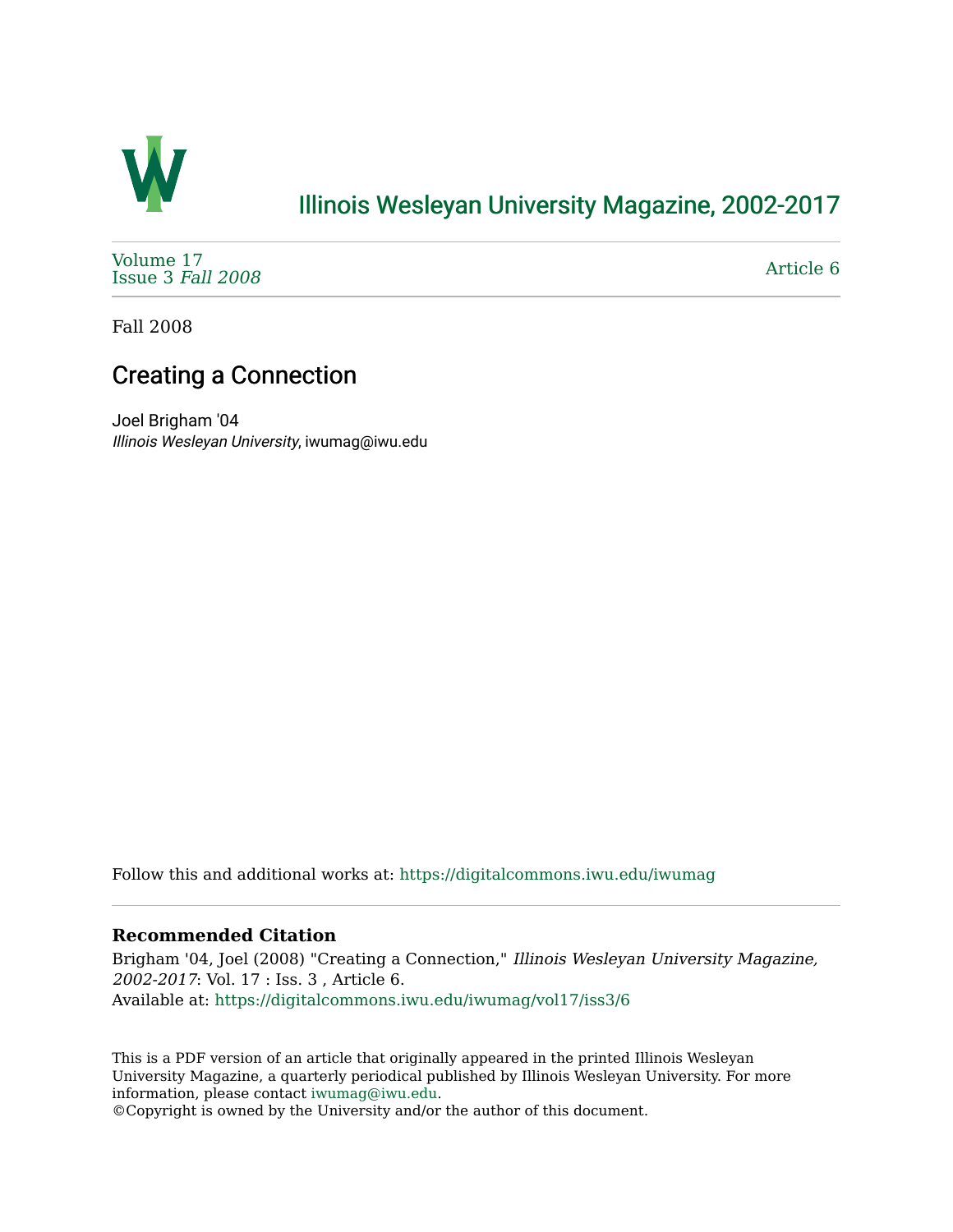# Illinois Wesleyan University Magazine, 2002-2017

Volume 17
Issue 3 *Fall 2008*

Article 6

Fall 2008

## Creating a Connection

Joel Brigham '04
*Illinois Wesleyan University*, iwumag@iwu.edu

Follow this and additional works at: https://digitalcommons.iwu.edu/iwumag

**Recommended Citation**

Brigham '04, Joel (2008) "Creating a Connection," *Illinois Wesleyan University Magazine, 2002-2017*: Vol. 17 : Iss. 3 , Article 6.
Available at: https://digitalcommons.iwu.edu/iwumag/vol17/iss3/6

This is a PDF version of an article that originally appeared in the printed Illinois Wesleyan University Magazine, a quarterly periodical published by Illinois Wesleyan University. For more information, please contact iwumag@iwu.edu.
©Copyright is owned by the University and/or the author of this document.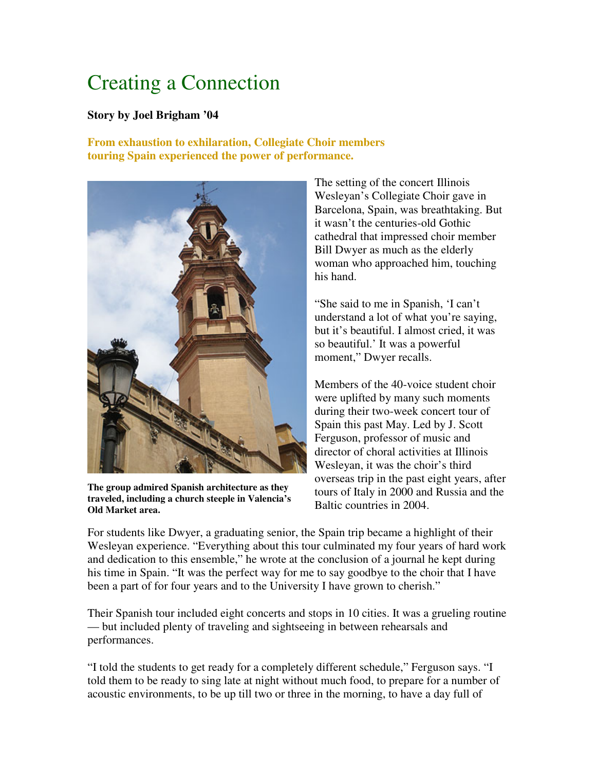# Creating a Connection

**Story by Joel Brigham '04**

**From exhaustion to exhilaration, Collegiate Choir members touring Spain experienced the power of performance.**

**The group admired Spanish architecture as they traveled, including a church steeple in Valencia's Old Market area.**

The setting of the concert Illinois Wesleyan's Collegiate Choir gave in Barcelona, Spain, was breathtaking. But it wasn't the centuries-old Gothic cathedral that impressed choir member Bill Dwyer as much as the elderly woman who approached him, touching his hand.

"She said to me in Spanish, 'I can't understand a lot of what you're saying, but it's beautiful. I almost cried, it was so beautiful.' It was a powerful moment," Dwyer recalls.

Members of the 40-voice student choir were uplifted by many such moments during their two-week concert tour of Spain this past May. Led by J. Scott Ferguson, professor of music and director of choral activities at Illinois Wesleyan, it was the choir's third overseas trip in the past eight years, after tours of Italy in 2000 and Russia and the Baltic countries in 2004.

For students like Dwyer, a graduating senior, the Spain trip became a highlight of their Wesleyan experience. "Everything about this tour culminated my four years of hard work and dedication to this ensemble," he wrote at the conclusion of a journal he kept during his time in Spain. "It was the perfect way for me to say goodbye to the choir that I have been a part of for four years and to the University I have grown to cherish."

Their Spanish tour included eight concerts and stops in 10 cities. It was a grueling routine — but included plenty of traveling and sightseeing in between rehearsals and performances.

"I told the students to get ready for a completely different schedule," Ferguson says. "I told them to be ready to sing late at night without much food, to prepare for a number of acoustic environments, to be up till two or three in the morning, to have a day full of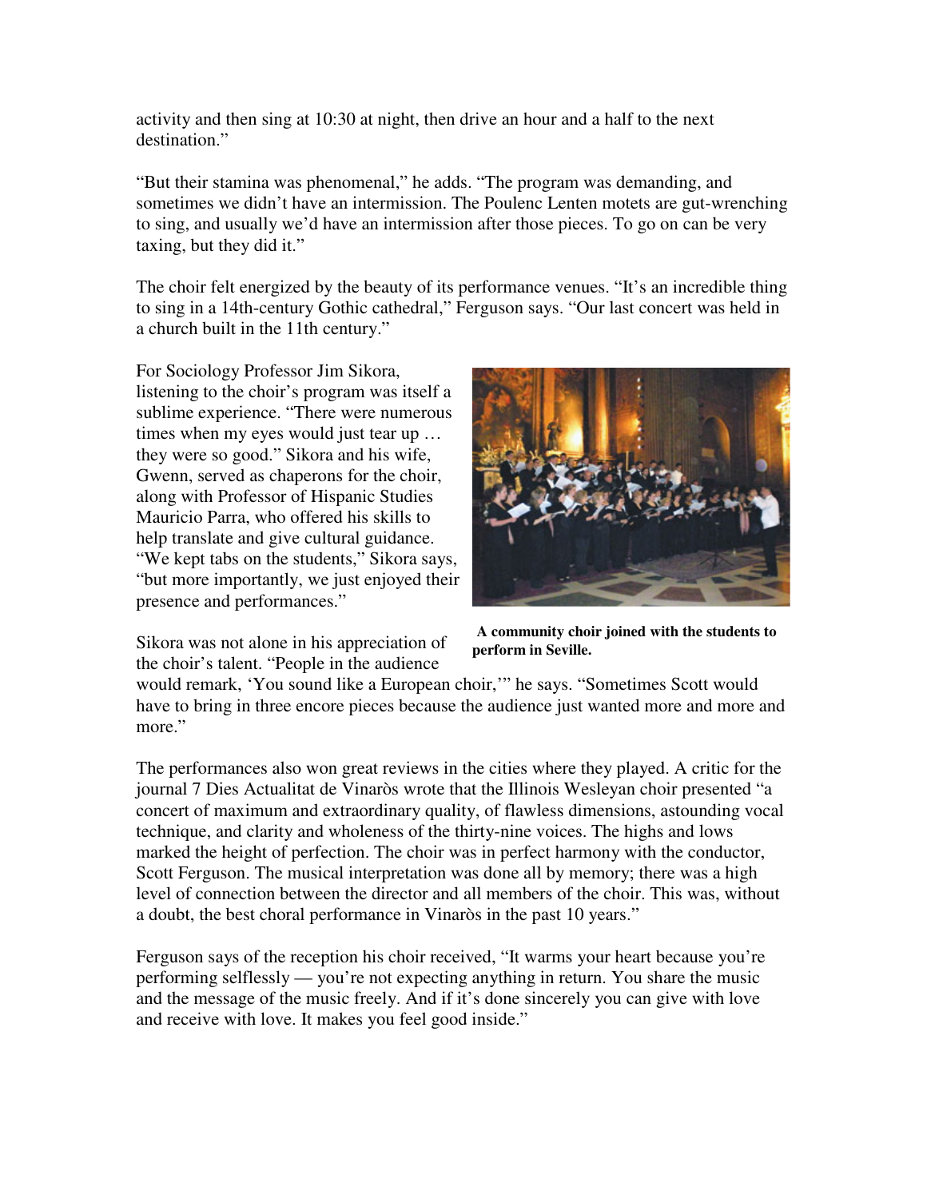activity and then sing at 10:30 at night, then drive an hour and a half to the next destination."

"But their stamina was phenomenal," he adds. "The program was demanding, and sometimes we didn't have an intermission. The Poulenc Lenten motets are gut-wrenching to sing, and usually we'd have an intermission after those pieces. To go on can be very taxing, but they did it."

The choir felt energized by the beauty of its performance venues. "It's an incredible thing to sing in a 14th-century Gothic cathedral," Ferguson says. "Our last concert was held in a church built in the 11th century."

For Sociology Professor Jim Sikora, listening to the choir's program was itself a sublime experience. "There were numerous times when my eyes would just tear up … they were so good." Sikora and his wife, Gwenn, served as chaperons for the choir, along with Professor of Hispanic Studies Mauricio Parra, who offered his skills to help translate and give cultural guidance. "We kept tabs on the students," Sikora says, "but more importantly, we just enjoyed their presence and performances."

**A community choir joined with the students to perform in Seville.**

Sikora was not alone in his appreciation of the choir's talent. "People in the audience would remark, 'You sound like a European choir,'" he says. "Sometimes Scott would have to bring in three encore pieces because the audience just wanted more and more and more."

The performances also won great reviews in the cities where they played. A critic for the journal 7 Dies Actualitat de Vinaròs wrote that the Illinois Wesleyan choir presented "a concert of maximum and extraordinary quality, of flawless dimensions, astounding vocal technique, and clarity and wholeness of the thirty-nine voices. The highs and lows marked the height of perfection. The choir was in perfect harmony with the conductor, Scott Ferguson. The musical interpretation was done all by memory; there was a high level of connection between the director and all members of the choir. This was, without a doubt, the best choral performance in Vinaròs in the past 10 years."

Ferguson says of the reception his choir received, "It warms your heart because you're performing selflessly — you're not expecting anything in return. You share the music and the message of the music freely. And if it's done sincerely you can give with love and receive with love. It makes you feel good inside."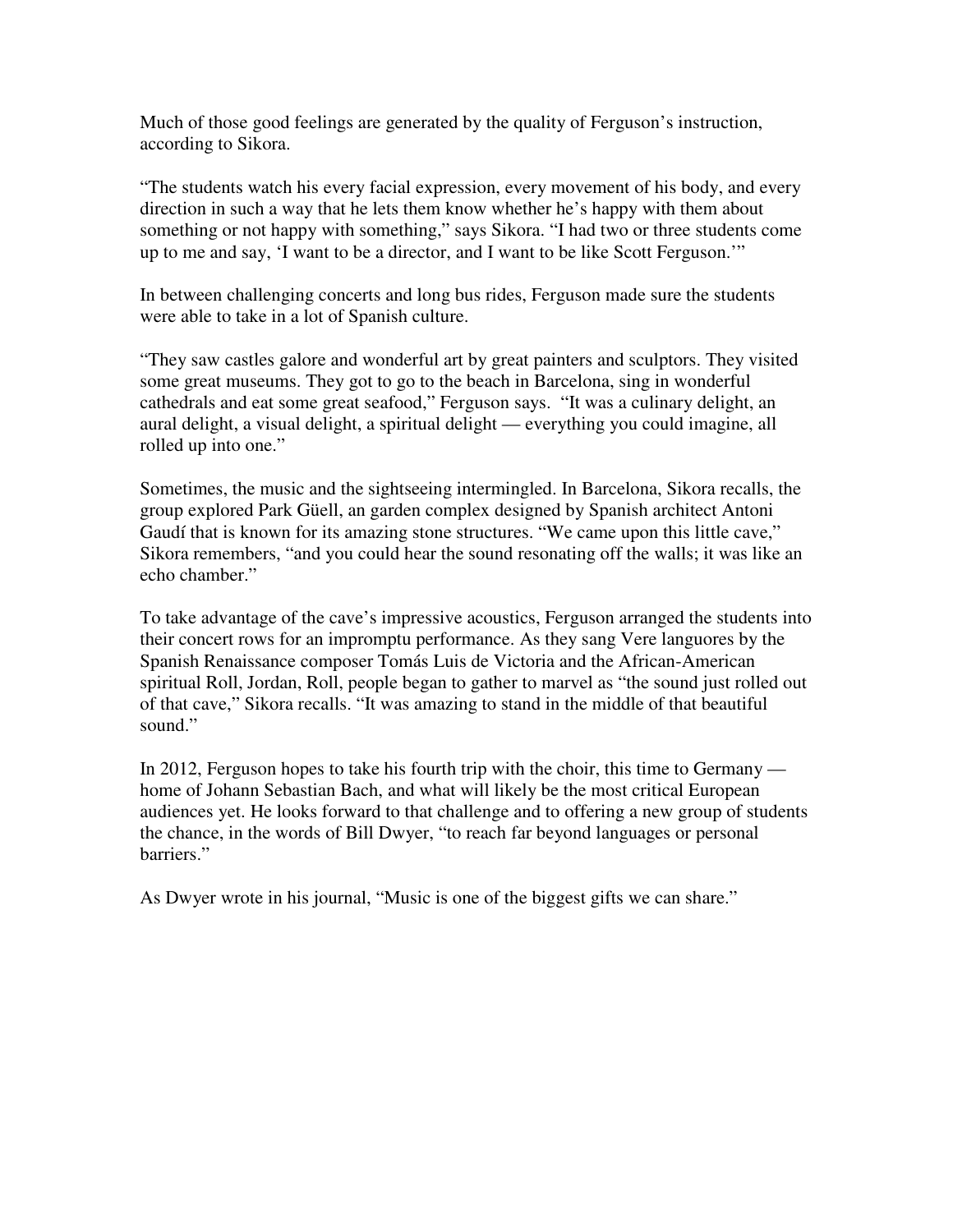Much of those good feelings are generated by the quality of Ferguson's instruction, according to Sikora.

"The students watch his every facial expression, every movement of his body, and every direction in such a way that he lets them know whether he's happy with them about something or not happy with something," says Sikora. "I had two or three students come up to me and say, 'I want to be a director, and I want to be like Scott Ferguson.'"

In between challenging concerts and long bus rides, Ferguson made sure the students were able to take in a lot of Spanish culture.

"They saw castles galore and wonderful art by great painters and sculptors. They visited some great museums. They got to go to the beach in Barcelona, sing in wonderful cathedrals and eat some great seafood," Ferguson says. "It was a culinary delight, an aural delight, a visual delight, a spiritual delight — everything you could imagine, all rolled up into one."

Sometimes, the music and the sightseeing intermingled. In Barcelona, Sikora recalls, the group explored Park Güell, an garden complex designed by Spanish architect Antoni Gaudí that is known for its amazing stone structures. "We came upon this little cave," Sikora remembers, "and you could hear the sound resonating off the walls; it was like an echo chamber."

To take advantage of the cave's impressive acoustics, Ferguson arranged the students into their concert rows for an impromptu performance. As they sang Vere languores by the Spanish Renaissance composer Tomás Luis de Victoria and the African-American spiritual Roll, Jordan, Roll, people began to gather to marvel as "the sound just rolled out of that cave," Sikora recalls. "It was amazing to stand in the middle of that beautiful sound."

In 2012, Ferguson hopes to take his fourth trip with the choir, this time to Germany — home of Johann Sebastian Bach, and what will likely be the most critical European audiences yet. He looks forward to that challenge and to offering a new group of students the chance, in the words of Bill Dwyer, "to reach far beyond languages or personal barriers."

As Dwyer wrote in his journal, "Music is one of the biggest gifts we can share."